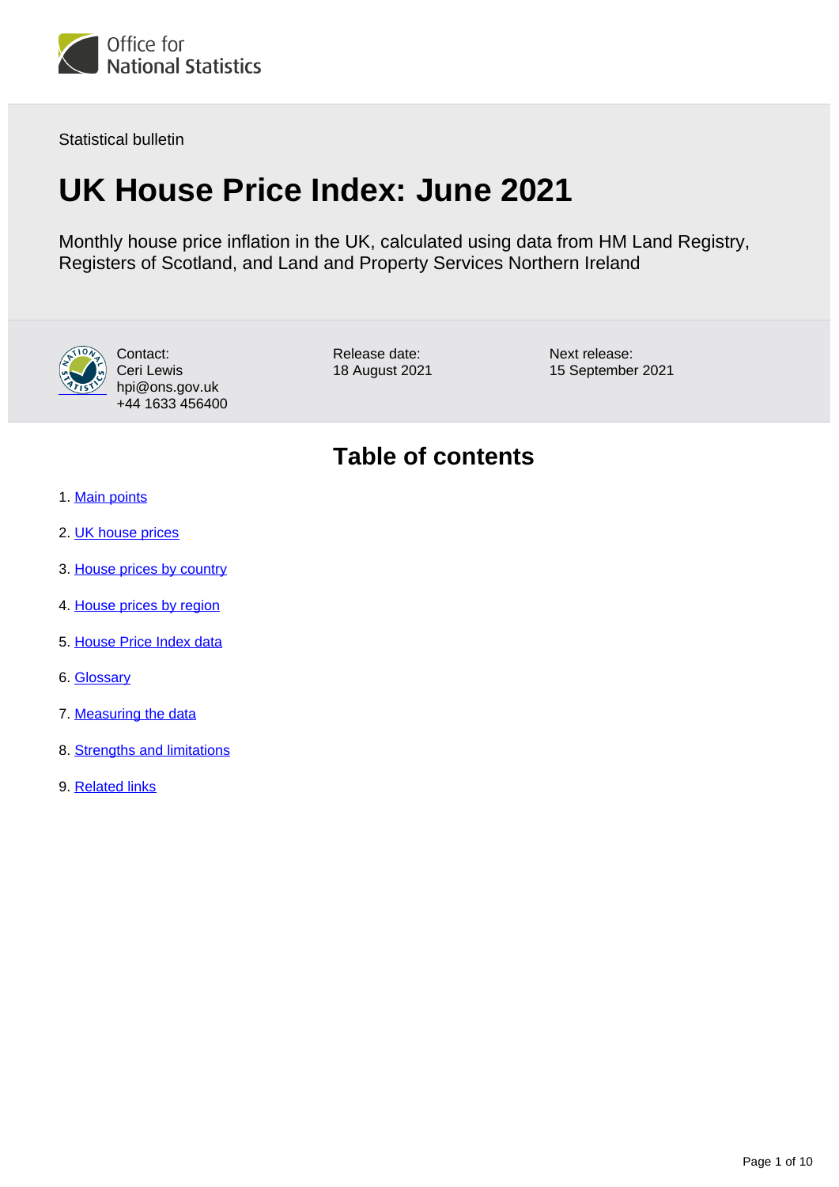Office for National Statistics

Statistical bulletin

# UK House Price Index: June 2021

Monthly house price inflation in the UK, calculated using data from HM Land Registry, Registers of Scotland, and Land and Property Services Northern Ireland

Contact:
Ceri Lewis
hpi@ons.gov.uk
+44 1633 456400

Release date:
18 August 2021

Next release:
15 September 2021

## Table of contents

1. Main points
2. UK house prices
3. House prices by country
4. House prices by region
5. House Price Index data
6. Glossary
7. Measuring the data
8. Strengths and limitations
9. Related links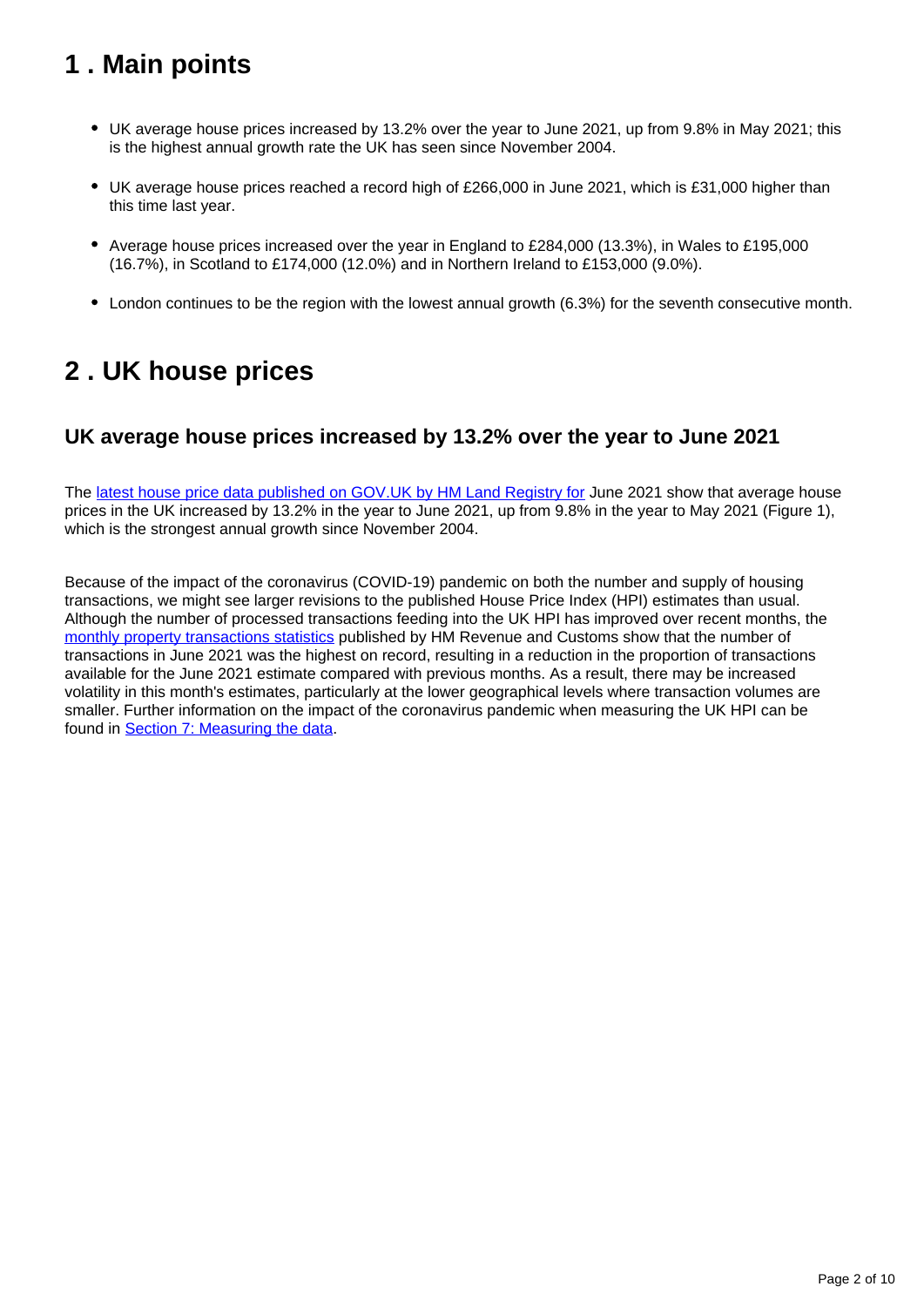## 1 . Main points

- UK average house prices increased by 13.2% over the year to June 2021, up from 9.8% in May 2021; this is the highest annual growth rate the UK has seen since November 2004.
- UK average house prices reached a record high of £266,000 in June 2021, which is £31,000 higher than this time last year.
- Average house prices increased over the year in England to £284,000 (13.3%), in Wales to £195,000 (16.7%), in Scotland to £174,000 (12.0%) and in Northern Ireland to £153,000 (9.0%).
- London continues to be the region with the lowest annual growth (6.3%) for the seventh consecutive month.

## 2 . UK house prices

### UK average house prices increased by 13.2% over the year to June 2021

The latest house price data published on GOV.UK by HM Land Registry for June 2021 show that average house prices in the UK increased by 13.2% in the year to June 2021, up from 9.8% in the year to May 2021 (Figure 1), which is the strongest annual growth since November 2004.

Because of the impact of the coronavirus (COVID-19) pandemic on both the number and supply of housing transactions, we might see larger revisions to the published House Price Index (HPI) estimates than usual. Although the number of processed transactions feeding into the UK HPI has improved over recent months, the monthly property transactions statistics published by HM Revenue and Customs show that the number of transactions in June 2021 was the highest on record, resulting in a reduction in the proportion of transactions available for the June 2021 estimate compared with previous months. As a result, there may be increased volatility in this month's estimates, particularly at the lower geographical levels where transaction volumes are smaller. Further information on the impact of the coronavirus pandemic when measuring the UK HPI can be found in Section 7: Measuring the data.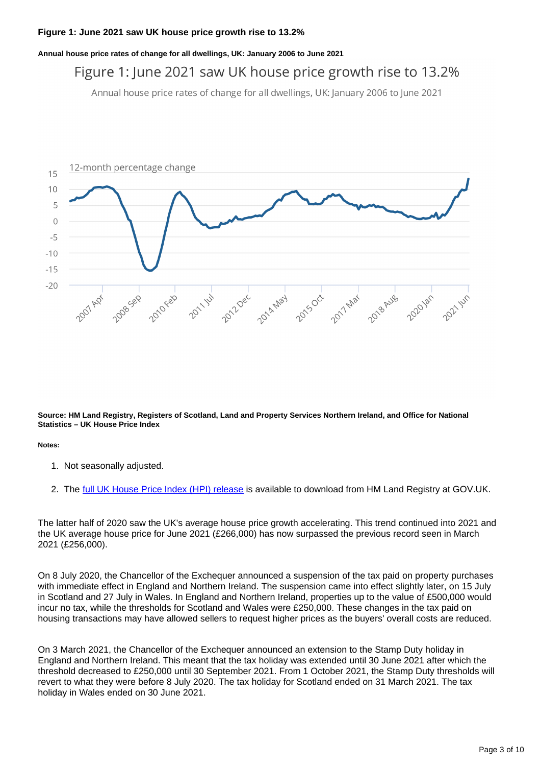**Figure 1: June 2021 saw UK house price growth rise to 13.2%**

**Annual house price rates of change for all dwellings, UK: January 2006 to June 2021**

Figure 1: June 2021 saw UK house price growth rise to 13.2%

Annual house price rates of change for all dwellings, UK: January 2006 to June 2021

**Source: HM Land Registry, Registers of Scotland, Land and Property Services Northern Ireland, and Office for National Statistics – UK House Price Index**

**Notes:**

1. Not seasonally adjusted.
2. The full UK House Price Index (HPI) release is available to download from HM Land Registry at GOV.UK.

The latter half of 2020 saw the UK's average house price growth accelerating. This trend continued into 2021 and the UK average house price for June 2021 (£266,000) has now surpassed the previous record seen in March 2021 (£256,000).

On 8 July 2020, the Chancellor of the Exchequer announced a suspension of the tax paid on property purchases with immediate effect in England and Northern Ireland. The suspension came into effect slightly later, on 15 July in Scotland and 27 July in Wales. In England and Northern Ireland, properties up to the value of £500,000 would incur no tax, while the thresholds for Scotland and Wales were £250,000. These changes in the tax paid on housing transactions may have allowed sellers to request higher prices as the buyers' overall costs are reduced.

On 3 March 2021, the Chancellor of the Exchequer announced an extension to the Stamp Duty holiday in England and Northern Ireland. This meant that the tax holiday was extended until 30 June 2021 after which the threshold decreased to £250,000 until 30 September 2021. From 1 October 2021, the Stamp Duty thresholds will revert to what they were before 8 July 2020. The tax holiday for Scotland ended on 31 March 2021. The tax holiday in Wales ended on 30 June 2021.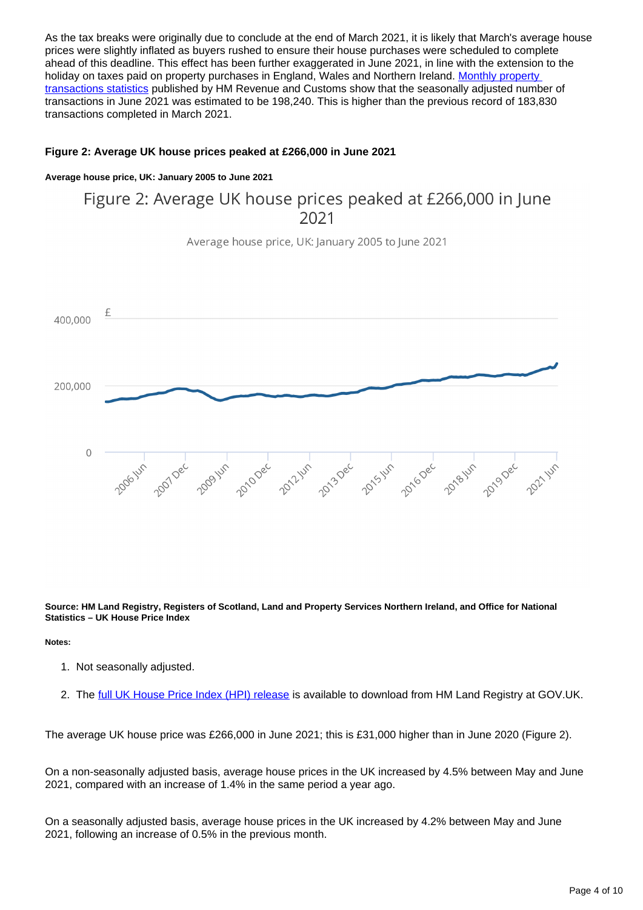As the tax breaks were originally due to conclude at the end of March 2021, it is likely that March's average house prices were slightly inflated as buyers rushed to ensure their house purchases were scheduled to complete ahead of this deadline. This effect has been further exaggerated in June 2021, in line with the extension to the holiday on taxes paid on property purchases in England, Wales and Northern Ireland. [Monthly property transactions statistics]() published by HM Revenue and Customs show that the seasonally adjusted number of transactions in June 2021 was estimated to be 198,240. This is higher than the previous record of 183,830 transactions completed in March 2021.

**Figure 2: Average UK house prices peaked at £266,000 in June 2021**

**Average house price, UK: January 2005 to June 2021**

**Source: HM Land Registry, Registers of Scotland, Land and Property Services Northern Ireland, and Office for National Statistics – UK House Price Index**

**Notes:**

1. Not seasonally adjusted.
2. The [full UK House Price Index (HPI) release]() is available to download from HM Land Registry at GOV.UK.

The average UK house price was £266,000 in June 2021; this is £31,000 higher than in June 2020 (Figure 2).

On a non-seasonally adjusted basis, average house prices in the UK increased by 4.5% between May and June 2021, compared with an increase of 1.4% in the same period a year ago.

On a seasonally adjusted basis, average house prices in the UK increased by 4.2% between May and June 2021, following an increase of 0.5% in the previous month.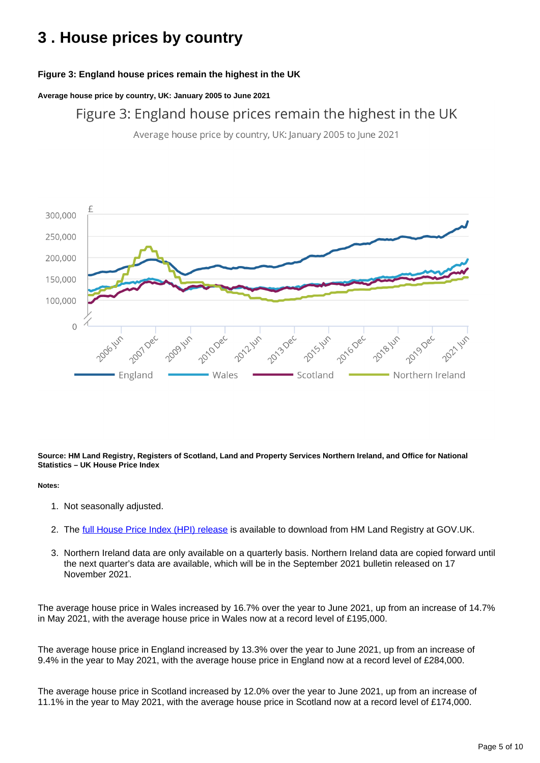# 3 . House prices by country

**Figure 3: England house prices remain the highest in the UK**

**Average house price by country, UK: January 2005 to June 2021**

**Source: HM Land Registry, Registers of Scotland, Land and Property Services Northern Ireland, and Office for National Statistics – UK House Price Index**

**Notes:**

1. Not seasonally adjusted.
2. The full House Price Index (HPI) release is available to download from HM Land Registry at GOV.UK.
3. Northern Ireland data are only available on a quarterly basis. Northern Ireland data are copied forward until the next quarter's data are available, which will be in the September 2021 bulletin released on 17 November 2021.

The average house price in Wales increased by 16.7% over the year to June 2021, up from an increase of 14.7% in May 2021, with the average house price in Wales now at a record level of £195,000.

The average house price in England increased by 13.3% over the year to June 2021, up from an increase of 9.4% in the year to May 2021, with the average house price in England now at a record level of £284,000.

The average house price in Scotland increased by 12.0% over the year to June 2021, up from an increase of 11.1% in the year to May 2021, with the average house price in Scotland now at a record level of £174,000.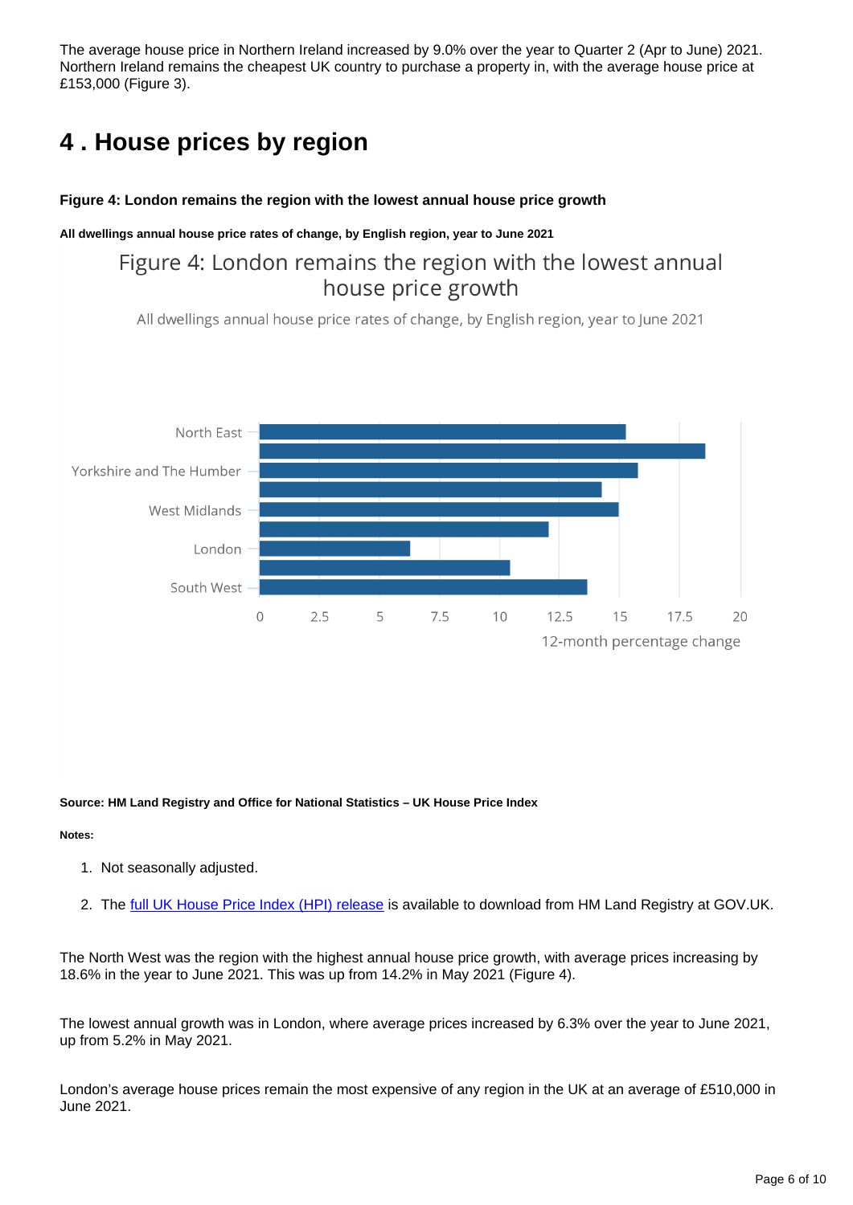The average house price in Northern Ireland increased by 9.0% over the year to Quarter 2 (Apr to June) 2021. Northern Ireland remains the cheapest UK country to purchase a property in, with the average house price at £153,000 (Figure 3).

# 4 . House prices by region

**Figure 4: London remains the region with the lowest annual house price growth**

**All dwellings annual house price rates of change, by English region, year to June 2021**

Figure 4: London remains the region with the lowest annual house price growth

All dwellings annual house price rates of change, by English region, year to June 2021

North East

Yorkshire and The Humber

West Midlands

London

South West

0 2.5 5 7.5 10 12.5 15 17.5 20

12-month percentage change

**Source: HM Land Registry and Office for National Statistics – UK House Price Index**

**Notes:**

1. Not seasonally adjusted.
2. The full UK House Price Index (HPI) release is available to download from HM Land Registry at GOV.UK.

The North West was the region with the highest annual house price growth, with average prices increasing by 18.6% in the year to June 2021. This was up from 14.2% in May 2021 (Figure 4).

The lowest annual growth was in London, where average prices increased by 6.3% over the year to June 2021, up from 5.2% in May 2021.

London's average house prices remain the most expensive of any region in the UK at an average of £510,000 in June 2021.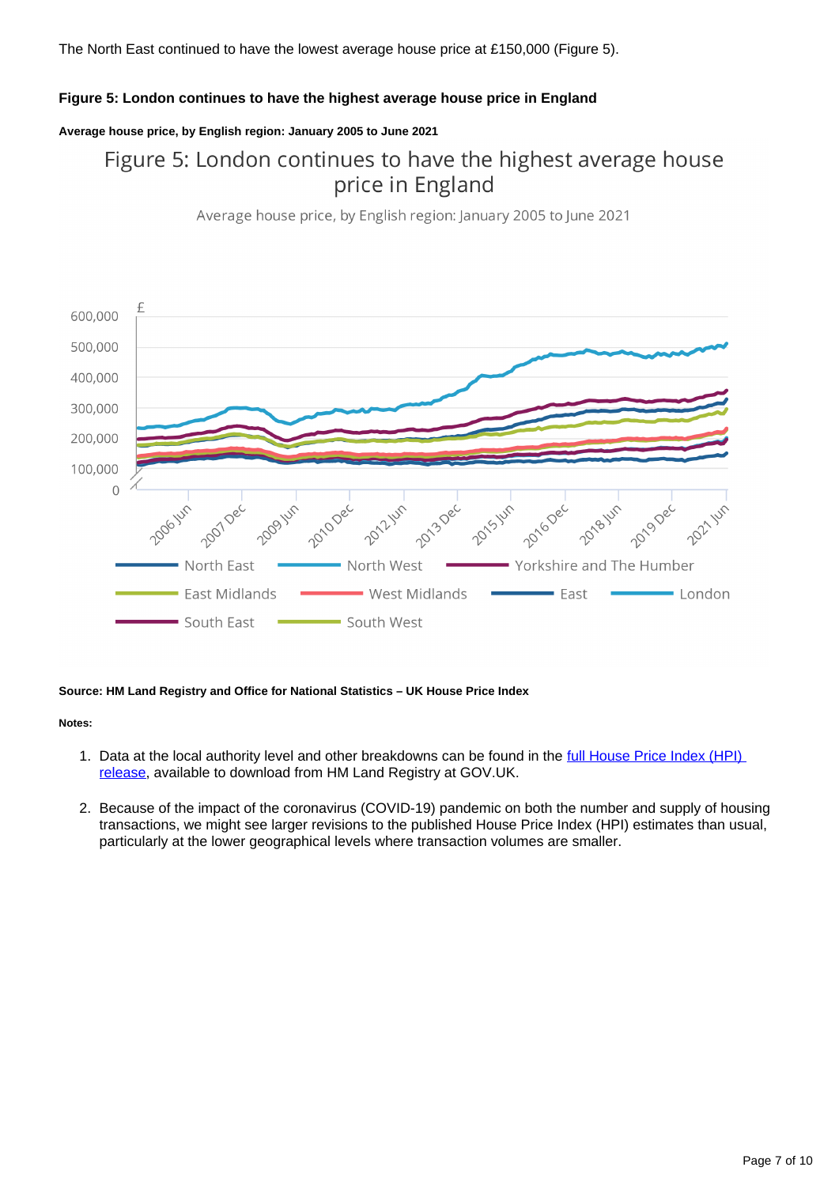The North East continued to have the lowest average house price at £150,000 (Figure 5).

### Figure 5: London continues to have the highest average house price in England

#### Average house price, by English region: January 2005 to June 2021

Figure 5: London continues to have the highest average house price in England

Average house price, by English region: January 2005 to June 2021

£

600,000
500,000
400,000
300,000
200,000
100,000
0

2006 Jun, 2007 Dec, 2009 Jun, 2010 Dec, 2012 Jun, 2013 Dec, 2015 Jun, 2016 Dec, 2018 Jun, 2019 Dec, 2021 Jun

North East, North West, Yorkshire and The Humber, East Midlands, West Midlands, East, London, South East, South West

**Source: HM Land Registry and Office for National Statistics – UK House Price Index**

**Notes:**

1. Data at the local authority level and other breakdowns can be found in the full House Price Index (HPI) release, available to download from HM Land Registry at GOV.UK.

2. Because of the impact of the coronavirus (COVID-19) pandemic on both the number and supply of housing transactions, we might see larger revisions to the published House Price Index (HPI) estimates than usual, particularly at the lower geographical levels where transaction volumes are smaller.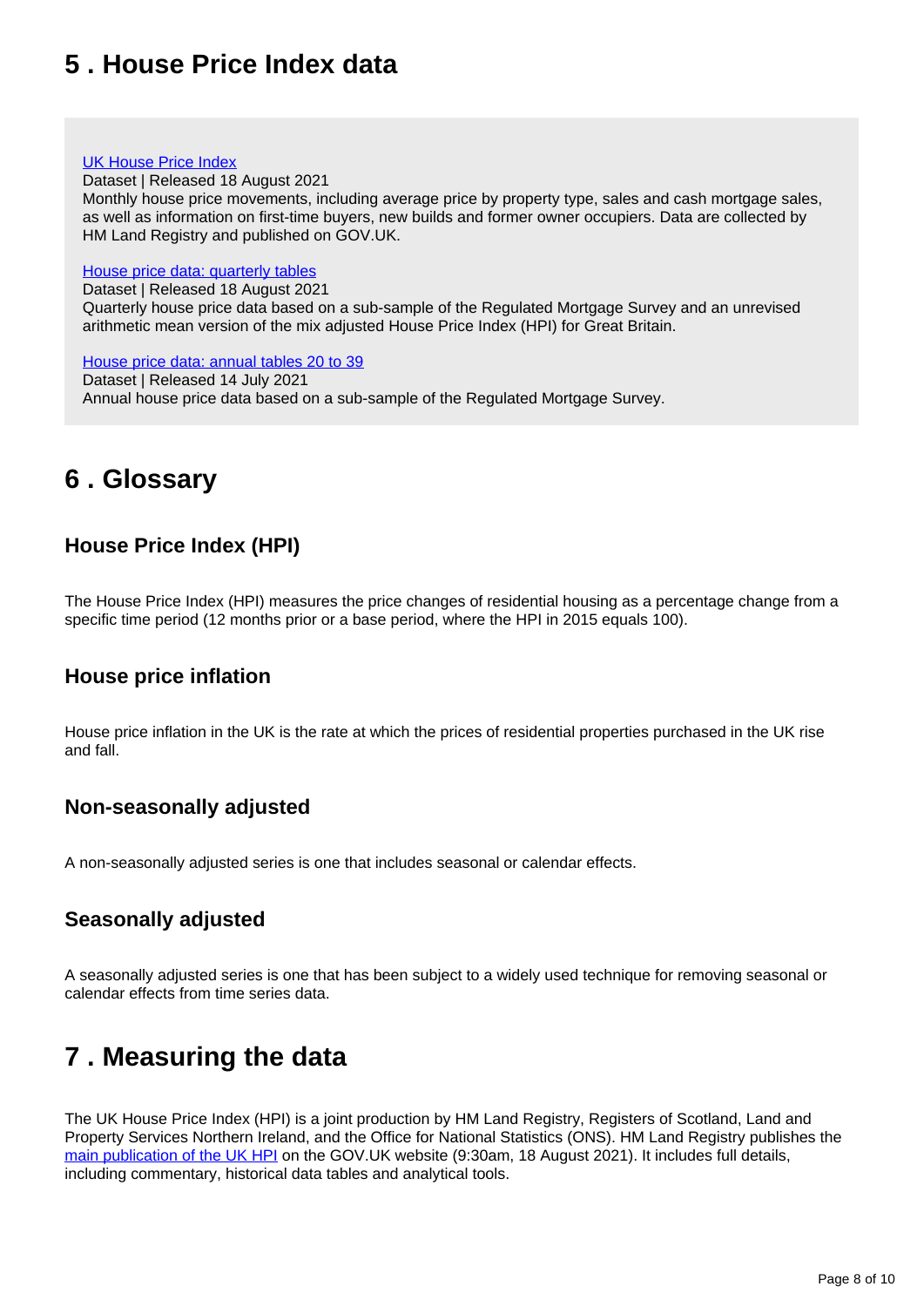## 5 . House Price Index data

[UK House Price Index](#)
Dataset | Released 18 August 2021
Monthly house price movements, including average price by property type, sales and cash mortgage sales, as well as information on first-time buyers, new builds and former owner occupiers. Data are collected by HM Land Registry and published on GOV.UK.

[House price data: quarterly tables](#)
Dataset | Released 18 August 2021
Quarterly house price data based on a sub-sample of the Regulated Mortgage Survey and an unrevised arithmetic mean version of the mix adjusted House Price Index (HPI) for Great Britain.

[House price data: annual tables 20 to 39](#)
Dataset | Released 14 July 2021
Annual house price data based on a sub-sample of the Regulated Mortgage Survey.

## 6 . Glossary

### House Price Index (HPI)

The House Price Index (HPI) measures the price changes of residential housing as a percentage change from a specific time period (12 months prior or a base period, where the HPI in 2015 equals 100).

### House price inflation

House price inflation in the UK is the rate at which the prices of residential properties purchased in the UK rise and fall.

### Non-seasonally adjusted

A non-seasonally adjusted series is one that includes seasonal or calendar effects.

### Seasonally adjusted

A seasonally adjusted series is one that has been subject to a widely used technique for removing seasonal or calendar effects from time series data.

## 7 . Measuring the data

The UK House Price Index (HPI) is a joint production by HM Land Registry, Registers of Scotland, Land and Property Services Northern Ireland, and the Office for National Statistics (ONS). HM Land Registry publishes the [main publication of the UK HPI](#) on the GOV.UK website (9:30am, 18 August 2021). It includes full details, including commentary, historical data tables and analytical tools.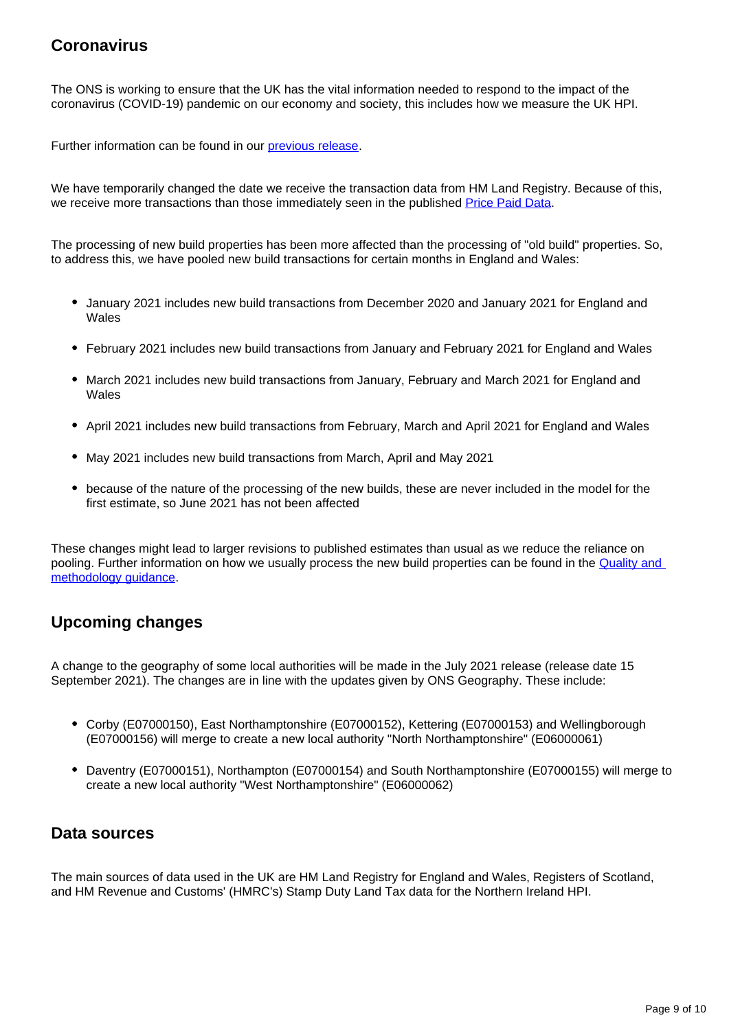## Coronavirus

The ONS is working to ensure that the UK has the vital information needed to respond to the impact of the coronavirus (COVID-19) pandemic on our economy and society, this includes how we measure the UK HPI.

Further information can be found in our [previous release](previous release).

We have temporarily changed the date we receive the transaction data from HM Land Registry. Because of this, we receive more transactions than those immediately seen in the published [Price Paid Data](Price Paid Data).

The processing of new build properties has been more affected than the processing of "old build" properties. So, to address this, we have pooled new build transactions for certain months in England and Wales:

- January 2021 includes new build transactions from December 2020 and January 2021 for England and Wales
- February 2021 includes new build transactions from January and February 2021 for England and Wales
- March 2021 includes new build transactions from January, February and March 2021 for England and Wales
- April 2021 includes new build transactions from February, March and April 2021 for England and Wales
- May 2021 includes new build transactions from March, April and May 2021
- because of the nature of the processing of the new builds, these are never included in the model for the first estimate, so June 2021 has not been affected

These changes might lead to larger revisions to published estimates than usual as we reduce the reliance on pooling. Further information on how we usually process the new build properties can be found in the [Quality and methodology guidance](Quality and methodology guidance).

## Upcoming changes

A change to the geography of some local authorities will be made in the July 2021 release (release date 15 September 2021). The changes are in line with the updates given by ONS Geography. These include:

- Corby (E07000150), East Northamptonshire (E07000152), Kettering (E07000153) and Wellingborough (E07000156) will merge to create a new local authority "North Northamptonshire" (E06000061)
- Daventry (E07000151), Northampton (E07000154) and South Northamptonshire (E07000155) will merge to create a new local authority "West Northamptonshire" (E06000062)

## Data sources

The main sources of data used in the UK are HM Land Registry for England and Wales, Registers of Scotland, and HM Revenue and Customs' (HMRC's) Stamp Duty Land Tax data for the Northern Ireland HPI.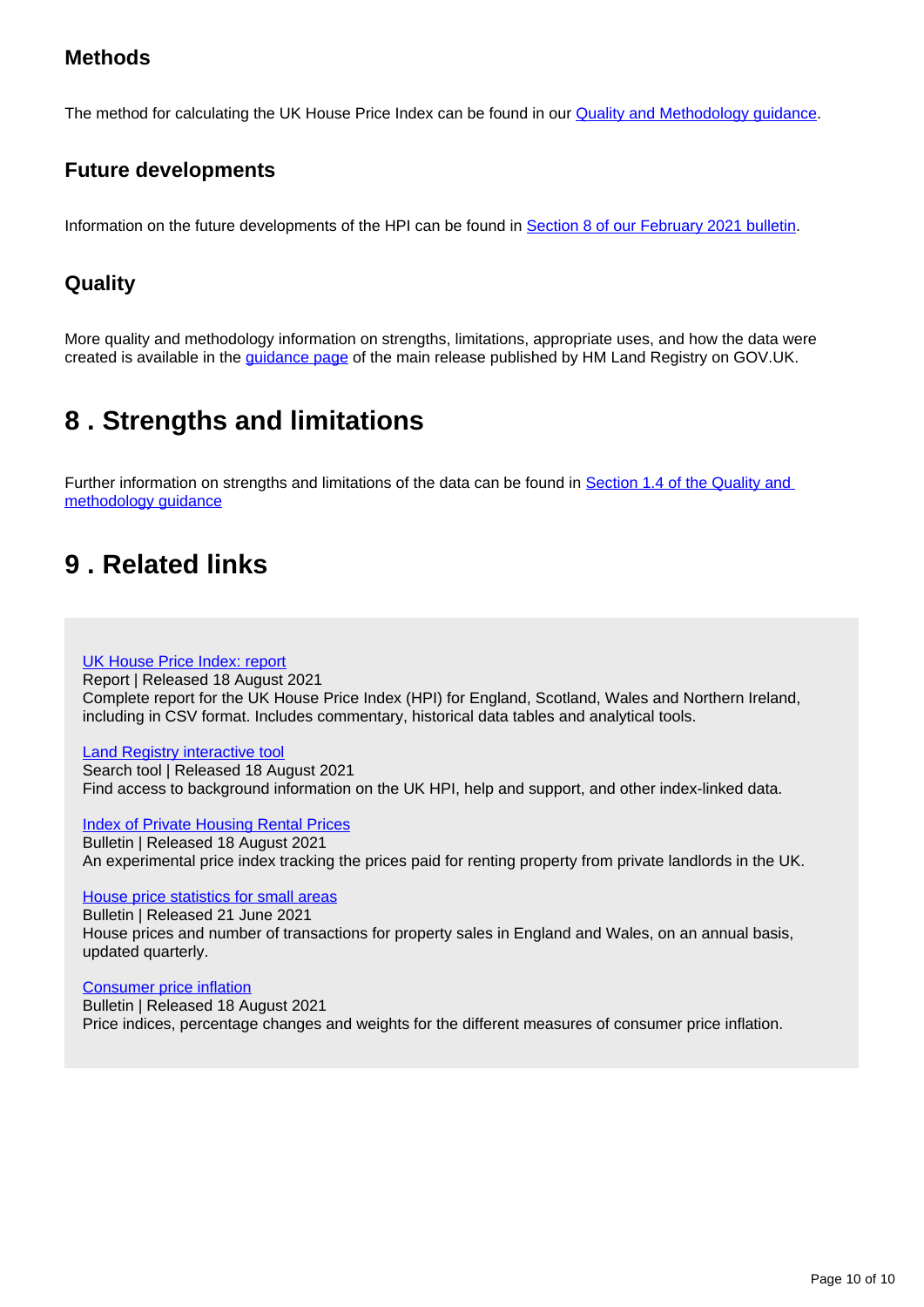### Methods

The method for calculating the UK House Price Index can be found in our Quality and Methodology guidance.

### Future developments

Information on the future developments of the HPI can be found in Section 8 of our February 2021 bulletin.

### Quality

More quality and methodology information on strengths, limitations, appropriate uses, and how the data were created is available in the guidance page of the main release published by HM Land Registry on GOV.UK.

## 8 . Strengths and limitations

Further information on strengths and limitations of the data can be found in Section 1.4 of the Quality and methodology guidance

## 9 . Related links

UK House Price Index: report
Report | Released 18 August 2021
Complete report for the UK House Price Index (HPI) for England, Scotland, Wales and Northern Ireland, including in CSV format. Includes commentary, historical data tables and analytical tools.

Land Registry interactive tool
Search tool | Released 18 August 2021
Find access to background information on the UK HPI, help and support, and other index-linked data.

Index of Private Housing Rental Prices
Bulletin | Released 18 August 2021
An experimental price index tracking the prices paid for renting property from private landlords in the UK.

House price statistics for small areas
Bulletin | Released 21 June 2021
House prices and number of transactions for property sales in England and Wales, on an annual basis, updated quarterly.

Consumer price inflation
Bulletin | Released 18 August 2021
Price indices, percentage changes and weights for the different measures of consumer price inflation.